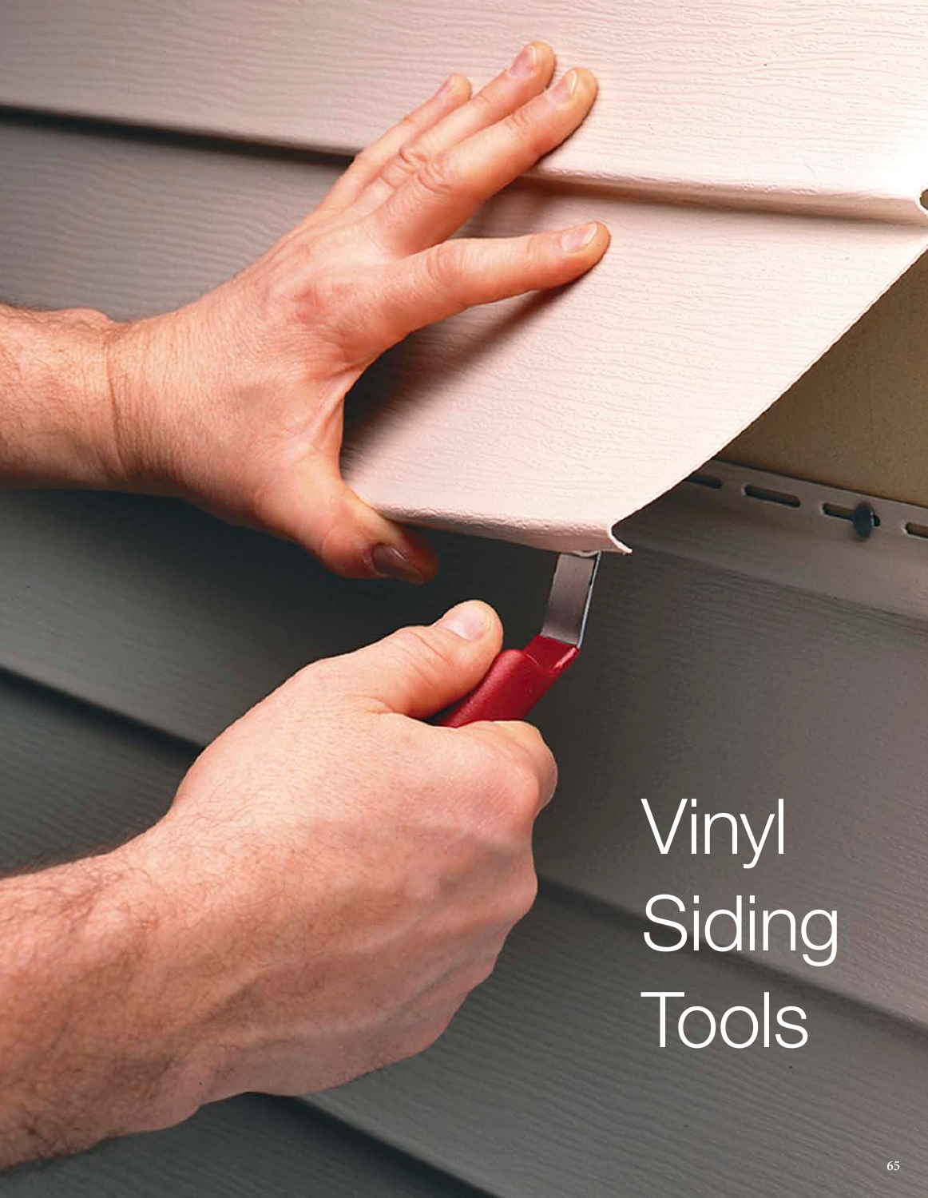# Vinyl Siding Tools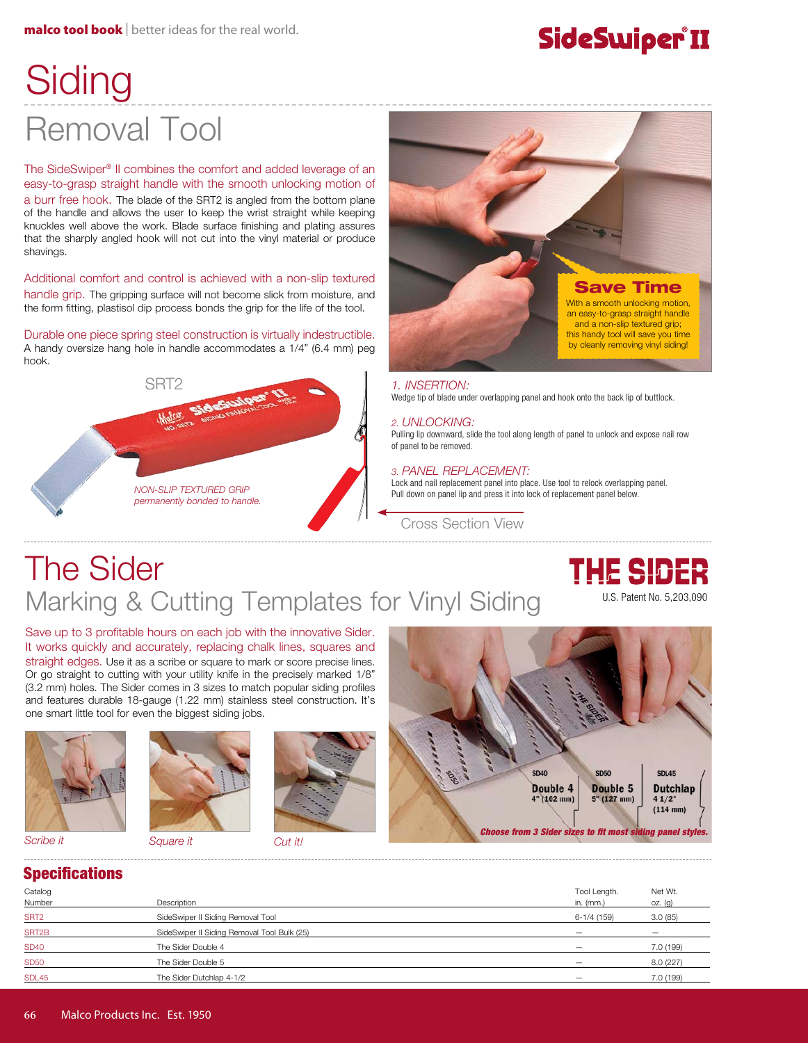# Siding

## Removal Tool

SideSwiper® II

The SideSwiper® II combines the comfort and added leverage of an easy-to-grasp straight handle with the smooth unlocking motion of a burr free hook. The blade of the SRT2 is angled from the bottom plane of the handle and allows the user to keep the wrist straight while keeping knuckles well above the work. Blade surface finishing and plating assures that the sharply angled hook will not cut into the vinyl material or produce shavings.

Additional comfort and control is achieved with a non-slip textured handle grip. The gripping surface will not become slick from moisture, and the form fitting, plastisol dip process bonds the grip for the life of the tool.

Durable one piece spring steel construction is virtually indestructible. A handy oversize hang hole in handle accommodates a 1/4" (6.4 mm) peg hook.

SRT2

*NON-SLIP TEXTURED GRIP permanently bonded to handle.*

**Save Time**

With a smooth unlocking motion, an easy-to-grasp straight handle and a non-slip textured grip; this handy tool will save you time by cleanly removing vinyl siding!

*1. INSERTION:*
Wedge tip of blade under overlapping panel and hook onto the back lip of buttlock.

*2. UNLOCKING:*
Pulling lip downward, slide the tool along length of panel to unlock and expose nail row of panel to be removed.

*3. PANEL REPLACEMENT:*
Lock and nail replacement panel into place. Use tool to relock overlapping panel. Pull down on panel lip and press it into lock of replacement panel below.

Cross Section View

# The Sider

## Marking & Cutting Templates for Vinyl Siding

THE SIDER
U.S. Patent No. 5,203,090

Save up to 3 profitable hours on each job with the innovative Sider. It works quickly and accurately, replacing chalk lines, squares and straight edges. Use it as a scribe or square to mark or score precise lines. Or go straight to cutting with your utility knife in the precisely marked 1/8" (3.2 mm) holes. The Sider comes in 3 sizes to match popular siding profiles and features durable 18-gauge (1.22 mm) stainless steel construction. It's one smart little tool for even the biggest siding jobs.

*Scribe it* *Square it* *Cut it!*

SD40 Double 4 4" (102 mm) | SD50 Double 5 5" (127 mm) | SDL45 Dutchlap 4 1/2" (114 mm)

*Choose from 3 Sider sizes to fit most siding panel styles.*

## Specifications

| Catalog Number | Description | Tool Length. in. (mm.) | Net Wt. oz. (g) |
|---|---|---|---|
| SRT2 | SideSwiper II Siding Removal Tool | 6-1/4 (159) | 3.0 (85) |
| SRT2B | SideSwiper II Siding Removal Tool Bulk (25) | — | — |
| SD40 | The Sider Double 4 | — | 7.0 (199) |
| SD50 | The Sider Double 5 | — | 8.0 (227) |
| SDL45 | The Sider Dutchlap 4-1/2 | — | 7.0 (199) |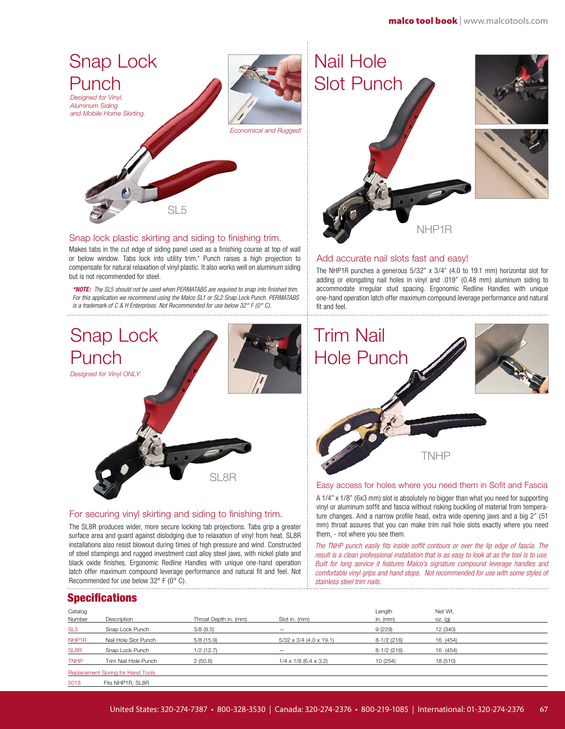# Snap Lock Punch

*Designed for Vinyl, Aluminum Siding and Mobile Home Skirting.*

*Economical and Rugged!*

SL5

## Snap lock plastic skirting and siding to finishing trim.

Makes tabs in the cut edge of siding panel used as a finishing course at top of wall or below window. Tabs lock into utility trim.* Punch raises a high projection to compensate for natural relaxation of vinyl plastic. It also works well on aluminum siding but is not recommended for steel.

***NOTE:** The SL5 should not be used when PERMATABS are required to snap into finished trim. For this application we recommend using the Malco SL1 or SL2 Snap Lock Punch. PERMATABS is a trademark of C & H Enterprises. Not Recommended for use below 32° F (0° C).*

# Nail Hole Slot Punch

NHP1R

## Add accurate nail slots fast and easy!

The NHP1R punches a generous 5/32" x 3/4" (4.0 to 19.1 mm) horizontal slot for adding or elongating nail holes in vinyl and .019" (0.48 mm) aluminum siding to accommodate irregular stud spacing. Ergonomic Redline Handles with unique one-hand operation latch offer maximum compound leverage performance and natural fit and feel.

# Snap Lock Punch

*Designed for Vinyl ONLY.*

SL8R

## For securing vinyl skirting and siding to finishing trim.

The SL8R produces wider, more secure locking tab projections. Tabs grip a greater surface area and guard against dislodging due to relaxation of vinyl from heat. SL8R installations also resist blowout during times of high pressure and wind. Constructed of steel stampings and rugged investment cast alloy steel jaws, with nickel plate and black oxide finishes. Ergonomic Redline Handles with unique one-hand operation latch offer maximum compound leverage performance and natural fit and feel. Not Recommended for use below 32° F (0° C).

# Trim Nail Hole Punch

TNHP

## Easy access for holes where you need them in Sofit and Fascia

A 1/4" x 1/8" (6x3 mm) slot is absolutely no bigger than what you need for supporting vinyl or aluminum soffit and fascia without risking buckling of material from temperature changes. And a narrow profile head, extra wide opening jaws and a big 2" (51 mm) throat assures that you can make trim nail hole slots exactly where you need them, - not where you see them.

*The TNHP punch easily fits inside soffit contours or over the lip edge of fascia. The result is a clean professional installation that is as easy to look at as the tool is to use. Built for long service it features Malco's signature compound leverage handles and comfortable vinyl grips and hand stops. Not recommended for use with some styles of stainless steel trim nails.*

## Specifications

| Catalog Number | Description | Throat Depth in. (mm) | Slot in. (mm) | Length in. (mm) | Net Wt. oz. (g) |
|---|---|---|---|---|---|
| SL5 | Snap Lock Punch | 3/8 (9.5) | — | 9 (229) | 12 (340) |
| NHP1R | Nail Hole Slot Punch | 5/8 (15.9) | 5/32 x 3/4 (4.0 x 19.1) | 8-1/2 (216) | 16 (454) |
| SL8R | Snap Lock Punch | 1/2 (12.7) | — | 8-1/2 (216) | 16 (454) |
| TNHP | Trim Nail Hole Punch | 2 (50.8) | 1/4 x 1/8 (6.4 x 3.2) | 10 (254) | 18 (510) |
| Replacement Spring for Hand Tools | | | | | |
| 5018 | Fits NHP1R, SL8R | | | | |

United States: 320-274-7387 • 800-328-3530 | Canada: 320-274-2376 • 800-219-1085 | International: 01-320-274-2376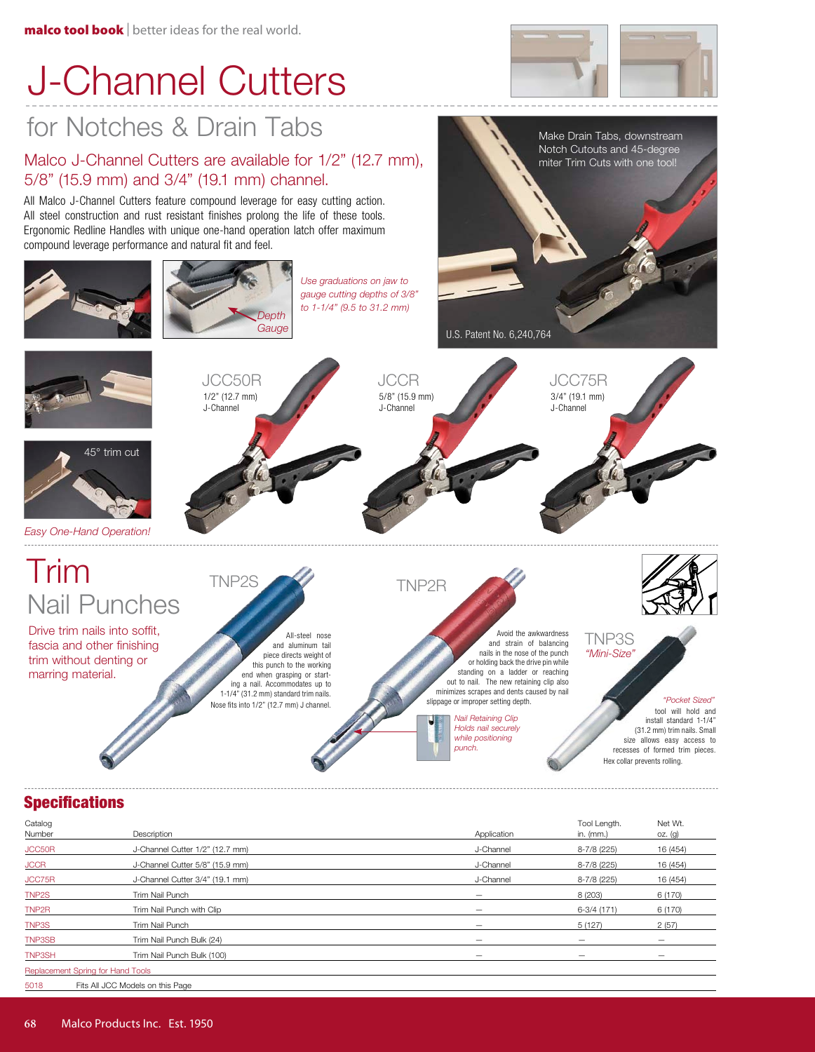# J-Channel Cutters

## for Notches & Drain Tabs

Malco J-Channel Cutters are available for 1/2" (12.7 mm), 5/8" (15.9 mm) and 3/4" (19.1 mm) channel.

All Malco J-Channel Cutters feature compound leverage for easy cutting action. All steel construction and rust resistant finishes prolong the life of these tools. Ergonomic Redline Handles with unique one-hand operation latch offer maximum compound leverage performance and natural fit and feel.

Make Drain Tabs, downstream Notch Cutouts and 45-degree miter Trim Cuts with one tool!

U.S. Patent No. 6,240,764

Depth Gauge

*Use graduations on jaw to gauge cutting depths of 3/8" to 1-1/4" (9.5 to 31.2 mm)*

45° trim cut

*Easy One-Hand Operation!*

JCC50R
1/2" (12.7 mm) J-Channel

JCCR
5/8" (15.9 mm) J-Channel

JCC75R
3/4" (19.1 mm) J-Channel

# Trim Nail Punches

Drive trim nails into soffit, fascia and other finishing trim without denting or marring material.

TNP2S

All-steel nose and aluminum tail piece directs weight of this punch to the working end when grasping or starting a nail. Accommodates up to 1-1/4" (31.2 mm) standard trim nails. Nose fits into 1/2" (12.7 mm) J channel.

TNP2R

Avoid the awkwardness and strain of balancing nails in the nose of the punch or holding back the drive pin while standing on a ladder or reaching out to nail. The new retaining clip also minimizes scrapes and dents caused by nail slippage or improper setting depth.

*Nail Retaining Clip Holds nail securely while positioning punch.*

TNP3S
*"Mini-Size"*

*"Pocket Sized"* tool will hold and install standard 1-1/4" (31.2 mm) trim nails. Small size allows easy access to recesses of formed trim pieces. Hex collar prevents rolling.

## Specifications

| Catalog Number | Description | Application | Tool Length. in. (mm.) | Net Wt. oz. (g) |
|---|---|---|---|---|
| JCC50R | J-Channel Cutter 1/2" (12.7 mm) | J-Channel | 8-7/8 (225) | 16 (454) |
| JCCR | J-Channel Cutter 5/8" (15.9 mm) | J-Channel | 8-7/8 (225) | 16 (454) |
| JCC75R | J-Channel Cutter 3/4" (19.1 mm) | J-Channel | 8-7/8 (225) | 16 (454) |
| TNP2S | Trim Nail Punch | — | 8 (203) | 6 (170) |
| TNP2R | Trim Nail Punch with Clip | — | 6-3/4 (171) | 6 (170) |
| TNP3S | Trim Nail Punch | — | 5 (127) | 2 (57) |
| TNP3SB | Trim Nail Punch Bulk (24) | — | — | — |
| TNP3SH | Trim Nail Punch Bulk (100) | — | — | — |
| Replacement Spring for Hand Tools | | | | |
| 5018 | Fits All JCC Models on this Page | | | |